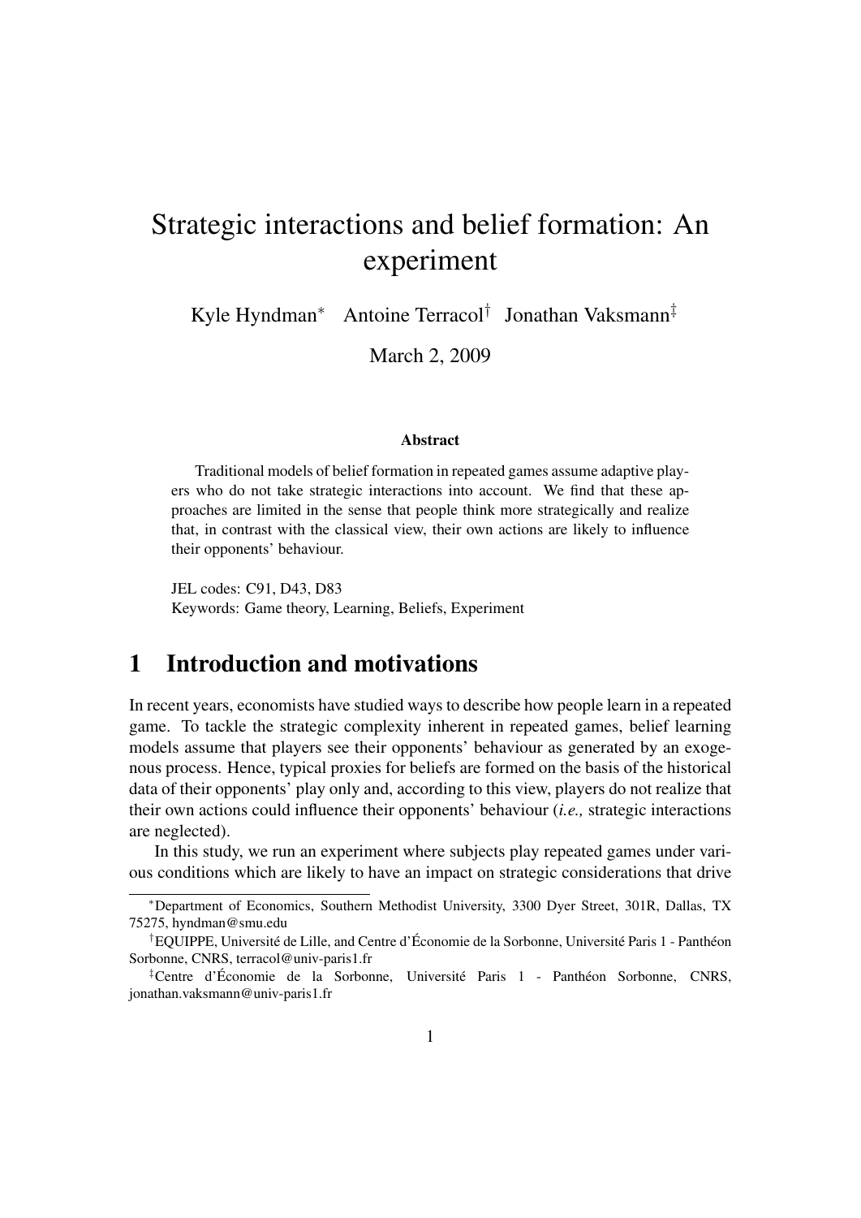# Strategic interactions and belief formation: An experiment

Kyle Hyndman[*] Antoine Terracol[†] Jonathan Vaksmann[‡]

March 2, 2009

### Abstract

Traditional models of belief formation in repeated games assume adaptive players who do not take strategic interactions into account. We find that these approaches are limited in the sense that people think more strategically and realize that, in contrast with the classical view, their own actions are likely to influence their opponents' behaviour.

JEL codes: C91, D43, D83
Keywords: Game theory, Learning, Beliefs, Experiment

## 1 Introduction and motivations

In recent years, economists have studied ways to describe how people learn in a repeated game. To tackle the strategic complexity inherent in repeated games, belief learning models assume that players see their opponents' behaviour as generated by an exogenous process. Hence, typical proxies for beliefs are formed on the basis of the historical data of their opponents' play only and, according to this view, players do not realize that their own actions could influence their opponents' behaviour (*i.e.,* strategic interactions are neglected).

In this study, we run an experiment where subjects play repeated games under various conditions which are likely to have an impact on strategic considerations that drive

---

[*] Department of Economics, Southern Methodist University, 3300 Dyer Street, 301R, Dallas, TX 75275, hyndman@smu.edu

[†] EQUIPPE, Université de Lille, and Centre d'Économie de la Sorbonne, Université Paris 1 - Panthéon Sorbonne, CNRS, terracol@univ-paris1.fr

[‡] Centre d'Économie de la Sorbonne, Université Paris 1 - Panthéon Sorbonne, CNRS, jonathan.vaksmann@univ-paris1.fr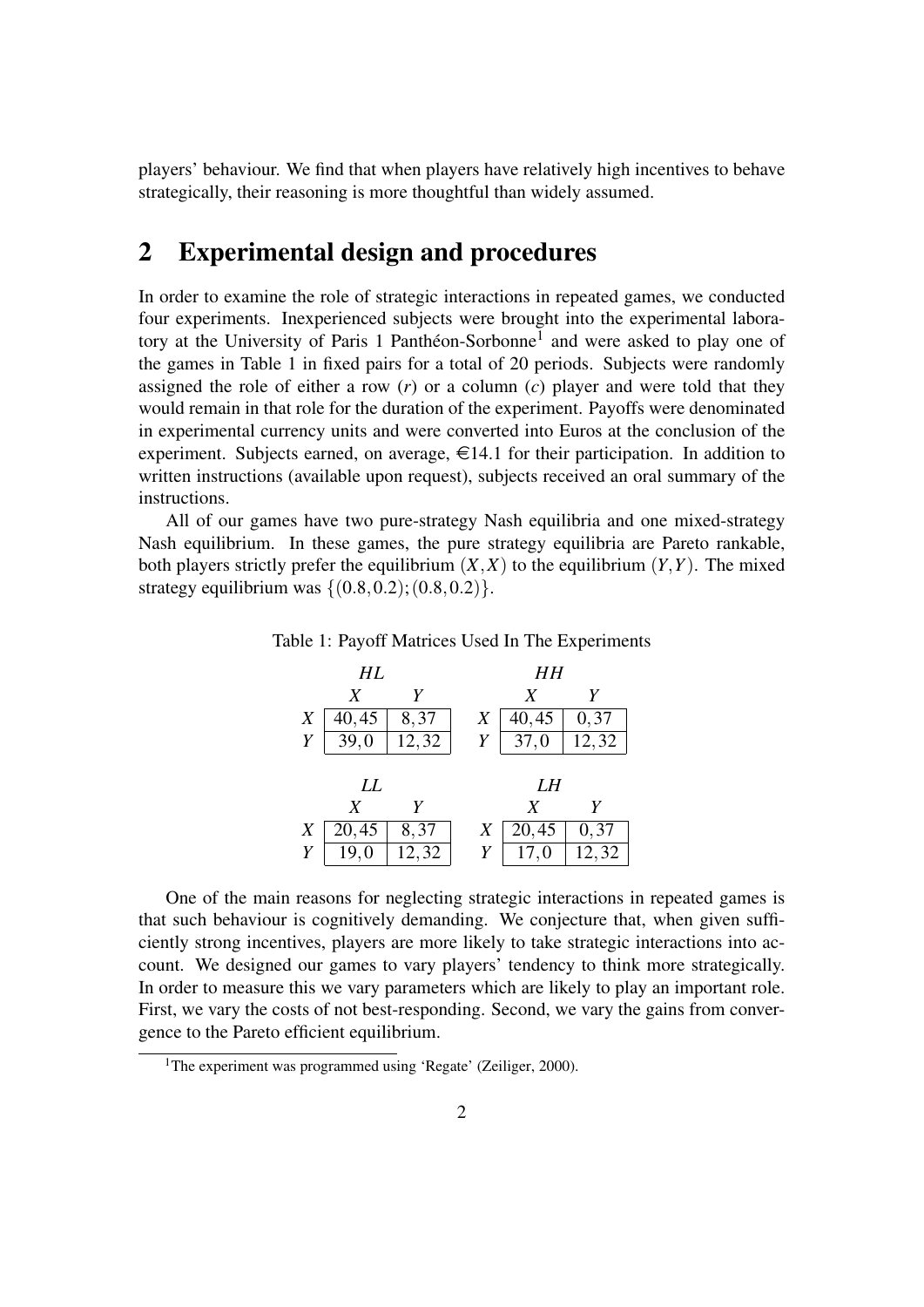players' behaviour. We find that when players have relatively high incentives to behave strategically, their reasoning is more thoughtful than widely assumed.

## 2 Experimental design and procedures

In order to examine the role of strategic interactions in repeated games, we conducted four experiments. Inexperienced subjects were brought into the experimental laboratory at the University of Paris 1 Panthéon-Sorbonne[1] and were asked to play one of the games in Table 1 in fixed pairs for a total of 20 periods. Subjects were randomly assigned the role of either a row ($r$) or a column ($c$) player and were told that they would remain in that role for the duration of the experiment. Payoffs were denominated in experimental currency units and were converted into Euros at the conclusion of the experiment. Subjects earned, on average, €14.1 for their participation. In addition to written instructions (available upon request), subjects received an oral summary of the instructions.

All of our games have two pure-strategy Nash equilibria and one mixed-strategy Nash equilibrium. In these games, the pure strategy equilibria are Pareto rankable, both players strictly prefer the equilibrium $(X,X)$ to the equilibrium $(Y,Y)$. The mixed strategy equilibrium was $\{(0.8,0.2);(0.8,0.2)\}$.

Table 1: Payoff Matrices Used In The Experiments

| $HL$ | $X$ | $Y$ |
|---|---|---|
| $X$ | 40, 45 | 8, 37 |
| $Y$ | 39, 0 | 12, 32 |

| $HH$ | $X$ | $Y$ |
|---|---|---|
| $X$ | 40, 45 | 0, 37 |
| $Y$ | 37, 0 | 12, 32 |

| $LL$ | $X$ | $Y$ |
|---|---|---|
| $X$ | 20, 45 | 8, 37 |
| $Y$ | 19, 0 | 12, 32 |

| $LH$ | $X$ | $Y$ |
|---|---|---|
| $X$ | 20, 45 | 0, 37 |
| $Y$ | 17, 0 | 12, 32 |

One of the main reasons for neglecting strategic interactions in repeated games is that such behaviour is cognitively demanding. We conjecture that, when given sufficiently strong incentives, players are more likely to take strategic interactions into account. We designed our games to vary players' tendency to think more strategically. In order to measure this we vary parameters which are likely to play an important role. First, we vary the costs of not best-responding. Second, we vary the gains from convergence to the Pareto efficient equilibrium.

[1] The experiment was programmed using 'Regate' (Zeiliger, 2000).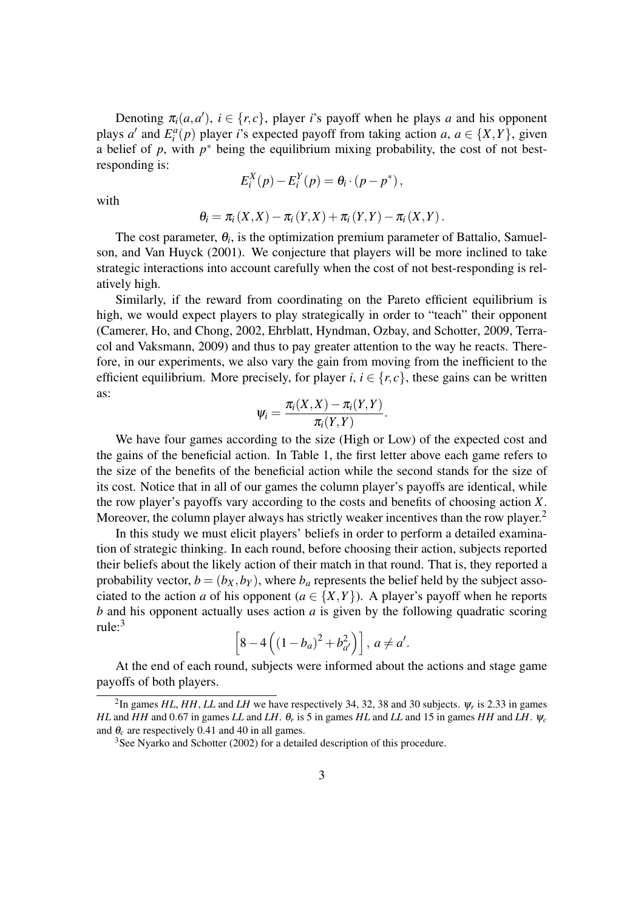Denoting $\pi_i(a,a')$, $i \in \{r,c\}$, player $i$'s payoff when he plays $a$ and his opponent plays $a'$ and $E_i^a(p)$ player $i$'s expected payoff from taking action $a$, $a \in \{X,Y\}$, given a belief of $p$, with $p^*$ being the equilibrium mixing probability, the cost of not best-responding is:

$$E_i^X(p) - E_i^Y(p) = \theta_i \cdot (p - p^*),$$

with

$$\theta_i = \pi_i(X,X) - \pi_i(Y,X) + \pi_i(Y,Y) - \pi_i(X,Y).$$

The cost parameter, $\theta_i$, is the optimization premium parameter of Battalio, Samuelson, and Van Huyck (2001). We conjecture that players will be more inclined to take strategic interactions into account carefully when the cost of not best-responding is relatively high.

Similarly, if the reward from coordinating on the Pareto efficient equilibrium is high, we would expect players to play strategically in order to "teach" their opponent (Camerer, Ho, and Chong, 2002, Ehrblatt, Hyndman, Ozbay, and Schotter, 2009, Terracol and Vaksmann, 2009) and thus to pay greater attention to the way he reacts. Therefore, in our experiments, we also vary the gain from moving from the inefficient to the efficient equilibrium. More precisely, for player $i$, $i \in \{r,c\}$, these gains can be written as:

$$\psi_i = \frac{\pi_i(X,X) - \pi_i(Y,Y)}{\pi_i(Y,Y)}.$$

We have four games according to the size (High or Low) of the expected cost and the gains of the beneficial action. In Table 1, the first letter above each game refers to the size of the benefits of the beneficial action while the second stands for the size of its cost. Notice that in all of our games the column player's payoffs are identical, while the row player's payoffs vary according to the costs and benefits of choosing action $X$. Moreover, the column player always has strictly weaker incentives than the row player.[2]

In this study we must elicit players' beliefs in order to perform a detailed examination of strategic thinking. In each round, before choosing their action, subjects reported their beliefs about the likely action of their match in that round. That is, they reported a probability vector, $b = (b_X, b_Y)$, where $b_a$ represents the belief held by the subject associated to the action $a$ of his opponent ($a \in \{X,Y\}$). A player's payoff when he reports $b$ and his opponent actually uses action $a$ is given by the following quadratic scoring rule:[3]

$$\left[8 - 4\left((1-b_a)^2 + b_{a'}^2\right)\right],\ a \neq a'.$$

At the end of each round, subjects were informed about the actions and stage game payoffs of both players.

---

[2] In games $HL$, $HH$, $LL$ and $LH$ we have respectively 34, 32, 38 and 30 subjects. $\psi_r$ is 2.33 in games $HL$ and $HH$ and 0.67 in games $LL$ and $LH$. $\theta_r$ is 5 in games $HL$ and $LL$ and 15 in games $HH$ and $LH$. $\psi_c$ and $\theta_c$ are respectively 0.41 and 40 in all games.

[3] See Nyarko and Schotter (2002) for a detailed description of this procedure.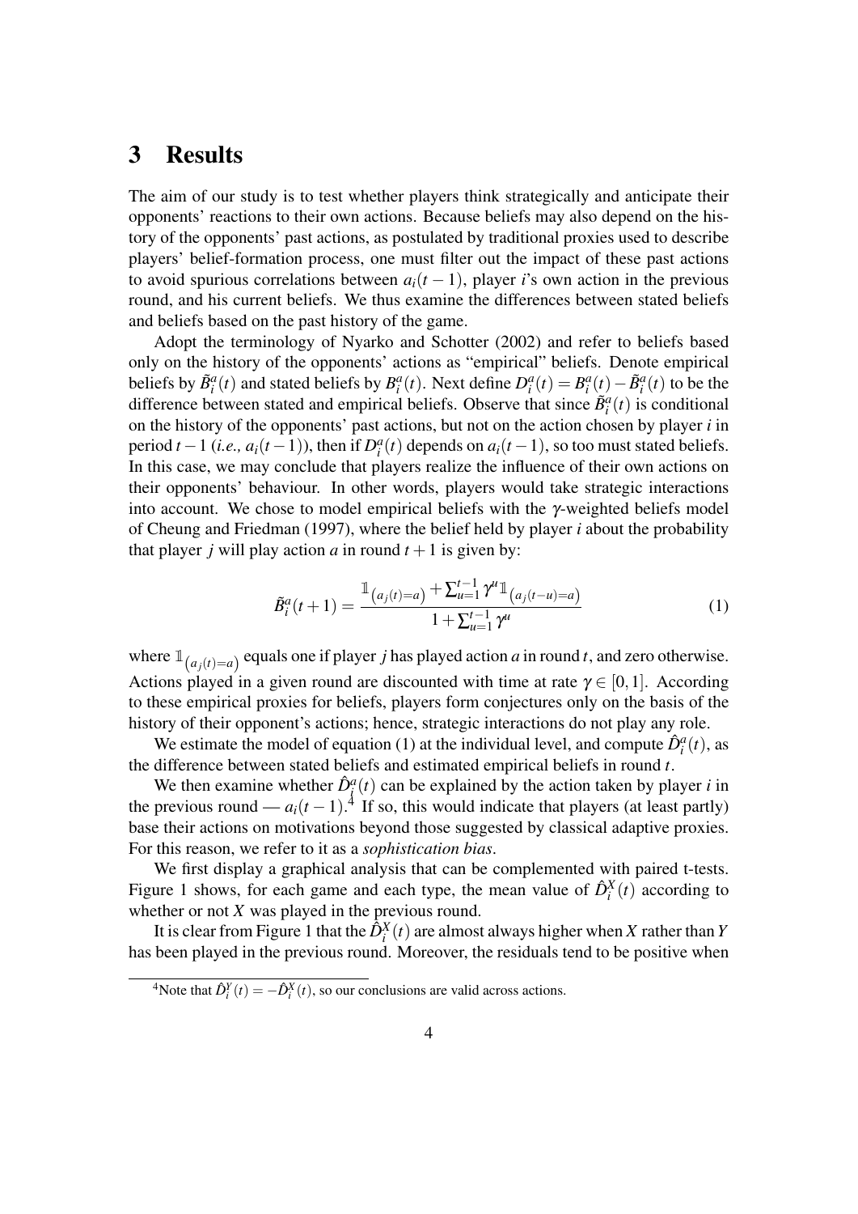# 3 Results

The aim of our study is to test whether players think strategically and anticipate their opponents' reactions to their own actions. Because beliefs may also depend on the history of the opponents' past actions, as postulated by traditional proxies used to describe players' belief-formation process, one must filter out the impact of these past actions to avoid spurious correlations between $a_i(t-1)$, player $i$'s own action in the previous round, and his current beliefs. We thus examine the differences between stated beliefs and beliefs based on the past history of the game.

Adopt the terminology of Nyarko and Schotter (2002) and refer to beliefs based only on the history of the opponents' actions as "empirical" beliefs. Denote empirical beliefs by $\tilde{B}_i^a(t)$ and stated beliefs by $B_i^a(t)$. Next define $D_i^a(t) = B_i^a(t) - \tilde{B}_i^a(t)$ to be the difference between stated and empirical beliefs. Observe that since $\tilde{B}_i^a(t)$ is conditional on the history of the opponents' past actions, but not on the action chosen by player $i$ in period $t-1$ (*i.e.,* $a_i(t-1)$), then if $D_i^a(t)$ depends on $a_i(t-1)$, so too must stated beliefs. In this case, we may conclude that players realize the influence of their own actions on their opponents' behaviour. In other words, players would take strategic interactions into account. We chose to model empirical beliefs with the $\gamma$-weighted beliefs model of Cheung and Friedman (1997), where the belief held by player $i$ about the probability that player $j$ will play action $a$ in round $t+1$ is given by:

$$\tilde{B}_i^a(t+1) = \frac{\mathbb{1}_{\left(a_j(t)=a\right)} + \sum_{u=1}^{t-1} \gamma^u \mathbb{1}_{\left(a_j(t-u)=a\right)}}{1 + \sum_{u=1}^{t-1} \gamma^u} \tag{1}$$

where $\mathbb{1}_{\left(a_j(t)=a\right)}$ equals one if player $j$ has played action $a$ in round $t$, and zero otherwise. Actions played in a given round are discounted with time at rate $\gamma \in [0,1]$. According to these empirical proxies for beliefs, players form conjectures only on the basis of the history of their opponent's actions; hence, strategic interactions do not play any role.

We estimate the model of equation (1) at the individual level, and compute $\hat{D}_i^a(t)$, as the difference between stated beliefs and estimated empirical beliefs in round $t$.

We then examine whether $\hat{D}_i^a(t)$ can be explained by the action taken by player $i$ in the previous round — $a_i(t-1)$.[4] If so, this would indicate that players (at least partly) base their actions on motivations beyond those suggested by classical adaptive proxies. For this reason, we refer to it as a *sophistication bias*.

We first display a graphical analysis that can be complemented with paired t-tests. Figure 1 shows, for each game and each type, the mean value of $\hat{D}_i^X(t)$ according to whether or not $X$ was played in the previous round.

It is clear from Figure 1 that the $\hat{D}_i^X(t)$ are almost always higher when $X$ rather than $Y$ has been played in the previous round. Moreover, the residuals tend to be positive when

[4] Note that $\hat{D}_i^Y(t) = -\hat{D}_i^X(t)$, so our conclusions are valid across actions.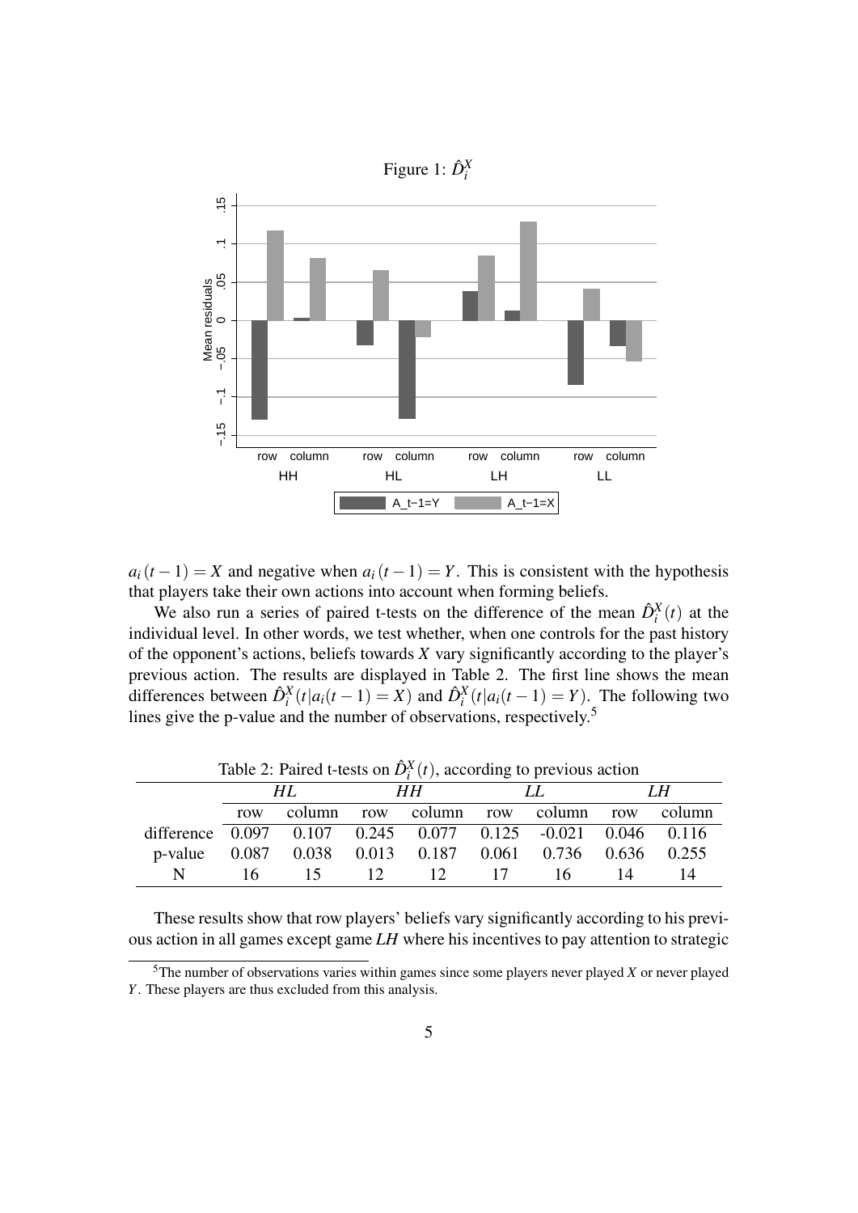Figure 1: $\hat{D}_i^X$

$a_i(t-1) = X$ and negative when $a_i(t-1) = Y$. This is consistent with the hypothesis that players take their own actions into account when forming beliefs.

We also run a series of paired t-tests on the difference of the mean $\hat{D}_i^X(t)$ at the individual level. In other words, we test whether, when one controls for the past history of the opponent's actions, beliefs towards $X$ vary significantly according to the player's previous action. The results are displayed in Table 2. The first line shows the mean differences between $\hat{D}_i^X(t|a_i(t-1) = X)$ and $\hat{D}_i^X(t|a_i(t-1) = Y)$. The following two lines give the p-value and the number of observations, respectively.[5]

Table 2: Paired t-tests on $\hat{D}_i^X(t)$, according to previous action

| | *HL* | | *HH* | | *LL* | | *LH* | |
|---|---|---|---|---|---|---|---|---|
| | row | column | row | column | row | column | row | column |
| difference | 0.097 | 0.107 | 0.245 | 0.077 | 0.125 | -0.021 | 0.046 | 0.116 |
| p-value | 0.087 | 0.038 | 0.013 | 0.187 | 0.061 | 0.736 | 0.636 | 0.255 |
| N | 16 | 15 | 12 | 12 | 17 | 16 | 14 | 14 |

These results show that row players' beliefs vary significantly according to his previous action in all games except game *LH* where his incentives to pay attention to strategic

[5] The number of observations varies within games since some players never played $X$ or never played $Y$. These players are thus excluded from this analysis.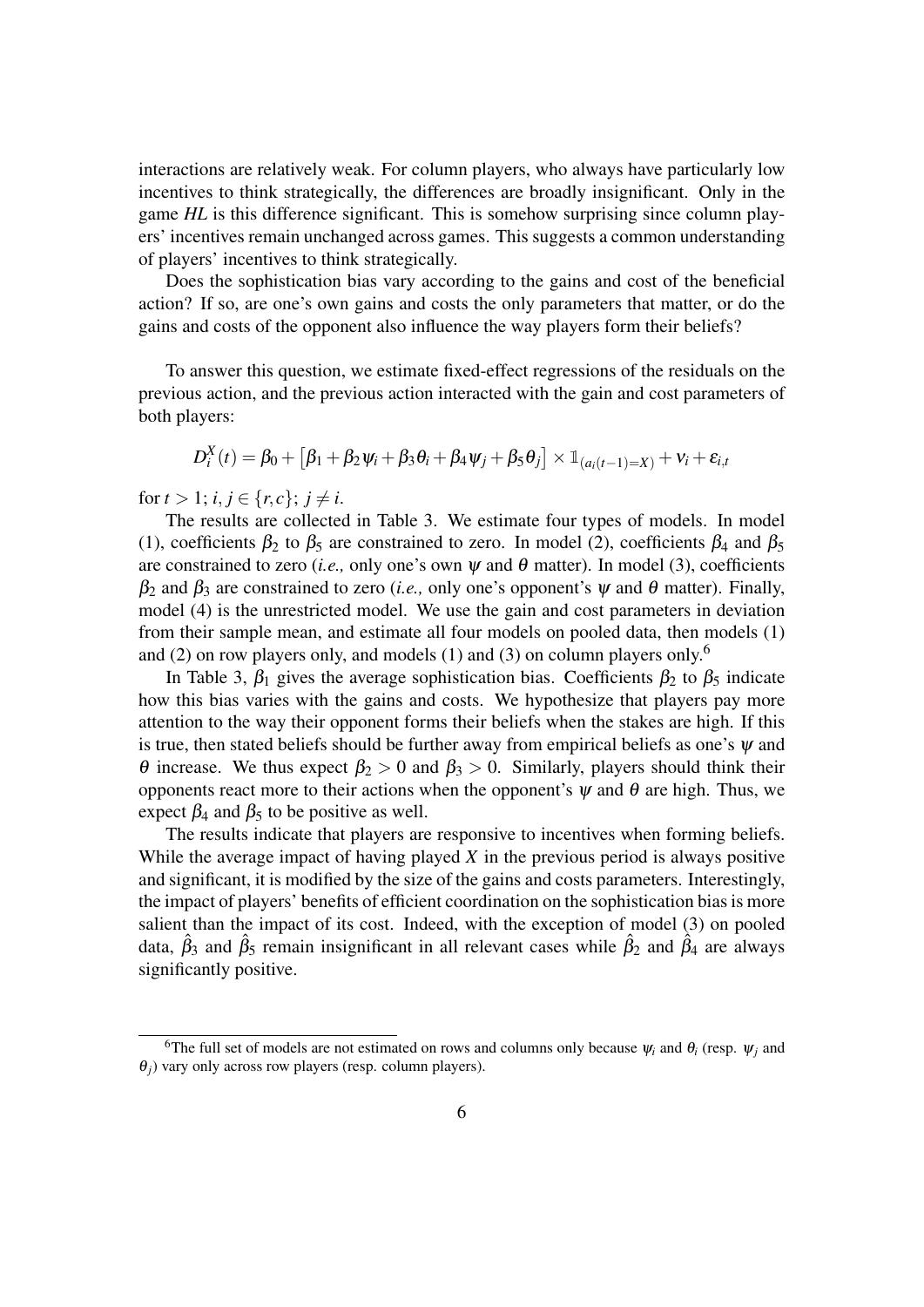interactions are relatively weak. For column players, who always have particularly low incentives to think strategically, the differences are broadly insignificant. Only in the game *HL* is this difference significant. This is somehow surprising since column players' incentives remain unchanged across games. This suggests a common understanding of players' incentives to think strategically.

Does the sophistication bias vary according to the gains and cost of the beneficial action? If so, are one's own gains and costs the only parameters that matter, or do the gains and costs of the opponent also influence the way players form their beliefs?

To answer this question, we estimate fixed-effect regressions of the residuals on the previous action, and the previous action interacted with the gain and cost parameters of both players:

$$D_i^X(t) = \beta_0 + \left[\beta_1 + \beta_2\psi_i + \beta_3\theta_i + \beta_4\psi_j + \beta_5\theta_j\right] \times \mathbb{1}_{(a_i(t-1)=X)} + \nu_i + \varepsilon_{i,t}$$

for $t > 1$; $i, j \in \{r, c\}$; $j \neq i$.

The results are collected in Table 3. We estimate four types of models. In model (1), coefficients $\beta_2$ to $\beta_5$ are constrained to zero. In model (2), coefficients $\beta_4$ and $\beta_5$ are constrained to zero (*i.e.,* only one's own $\psi$ and $\theta$ matter). In model (3), coefficients $\beta_2$ and $\beta_3$ are constrained to zero (*i.e.,* only one's opponent's $\psi$ and $\theta$ matter). Finally, model (4) is the unrestricted model. We use the gain and cost parameters in deviation from their sample mean, and estimate all four models on pooled data, then models (1) and (2) on row players only, and models (1) and (3) on column players only.[6]

In Table 3, $\beta_1$ gives the average sophistication bias. Coefficients $\beta_2$ to $\beta_5$ indicate how this bias varies with the gains and costs. We hypothesize that players pay more attention to the way their opponent forms their beliefs when the stakes are high. If this is true, then stated beliefs should be further away from empirical beliefs as one's $\psi$ and $\theta$ increase. We thus expect $\beta_2 > 0$ and $\beta_3 > 0$. Similarly, players should think their opponents react more to their actions when the opponent's $\psi$ and $\theta$ are high. Thus, we expect $\beta_4$ and $\beta_5$ to be positive as well.

The results indicate that players are responsive to incentives when forming beliefs. While the average impact of having played $X$ in the previous period is always positive and significant, it is modified by the size of the gains and costs parameters. Interestingly, the impact of players' benefits of efficient coordination on the sophistication bias is more salient than the impact of its cost. Indeed, with the exception of model (3) on pooled data, $\hat{\beta}_3$ and $\hat{\beta}_5$ remain insignificant in all relevant cases while $\hat{\beta}_2$ and $\hat{\beta}_4$ are always significantly positive.

[6] The full set of models are not estimated on rows and columns only because $\psi_i$ and $\theta_i$ (resp. $\psi_j$ and $\theta_j$) vary only across row players (resp. column players).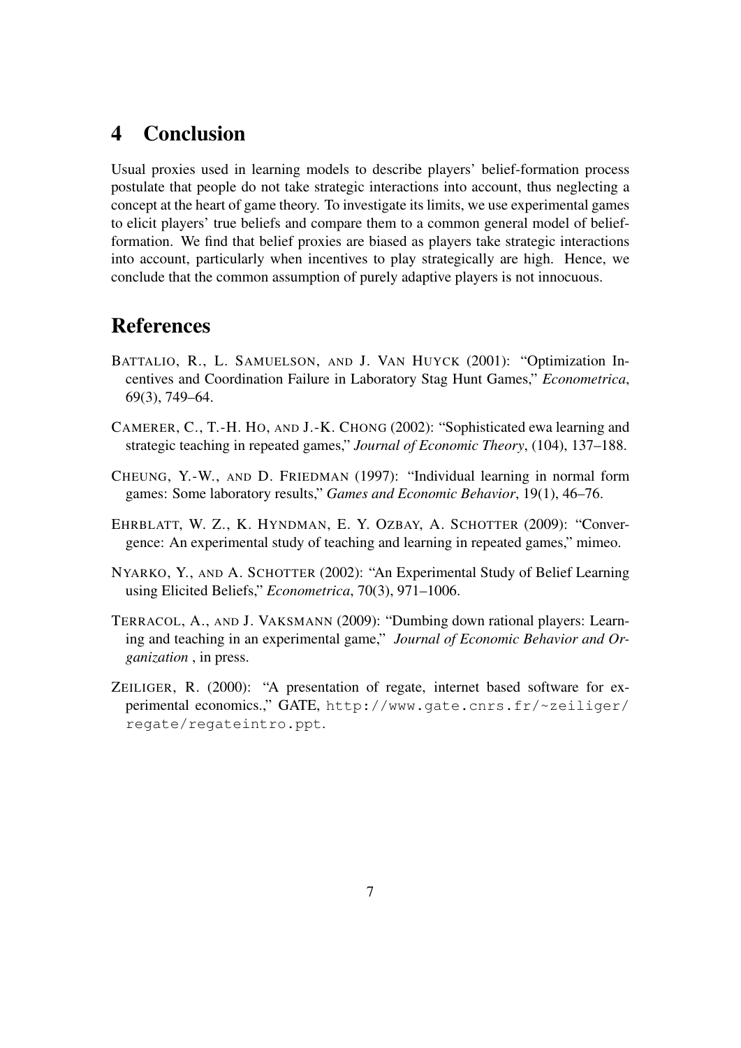## 4 Conclusion

Usual proxies used in learning models to describe players' belief-formation process postulate that people do not take strategic interactions into account, thus neglecting a concept at the heart of game theory. To investigate its limits, we use experimental games to elicit players' true beliefs and compare them to a common general model of belief-formation. We find that belief proxies are biased as players take strategic interactions into account, particularly when incentives to play strategically are high. Hence, we conclude that the common assumption of purely adaptive players is not innocuous.

## References

BATTALIO, R., L. SAMUELSON, AND J. VAN HUYCK (2001): "Optimization Incentives and Coordination Failure in Laboratory Stag Hunt Games," *Econometrica*, 69(3), 749–64.

CAMERER, C., T.-H. HO, AND J.-K. CHONG (2002): "Sophisticated ewa learning and strategic teaching in repeated games," *Journal of Economic Theory*, (104), 137–188.

CHEUNG, Y.-W., AND D. FRIEDMAN (1997): "Individual learning in normal form games: Some laboratory results," *Games and Economic Behavior*, 19(1), 46–76.

EHRBLATT, W. Z., K. HYNDMAN, E. Y. OZBAY, A. SCHOTTER (2009): "Convergence: An experimental study of teaching and learning in repeated games," mimeo.

NYARKO, Y., AND A. SCHOTTER (2002): "An Experimental Study of Belief Learning using Elicited Beliefs," *Econometrica*, 70(3), 971–1006.

TERRACOL, A., AND J. VAKSMANN (2009): "Dumbing down rational players: Learning and teaching in an experimental game," *Journal of Economic Behavior and Organization* , in press.

ZEILIGER, R. (2000): "A presentation of regate, internet based software for experimental economics.," GATE, `http://www.gate.cnrs.fr/~zeiliger/regate/regateintro.ppt`.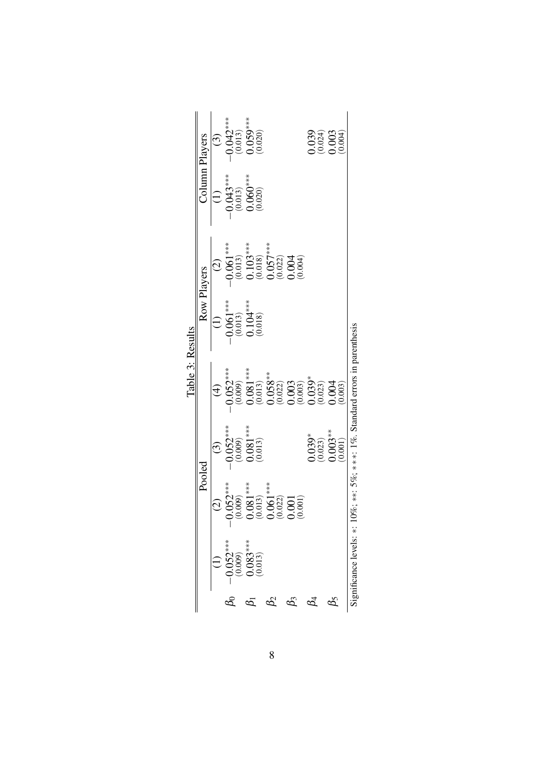Table 3: Results

| | Pooled | | | | Row Players | | Column Players | |
|---|---|---|---|---|---|---|---|---|
| | (1) | (2) | (3) | (4) | (1) | (2) | (1) | (3) |
| $\beta_0$ | $-0.052^{***}$ (0.009) | $-0.052^{***}$ (0.009) | $-0.052^{***}$ (0.009) | $-0.052^{***}$ (0.009) | $-0.061^{***}$ (0.013) | $-0.061^{***}$ (0.013) | $-0.043^{***}$ (0.013) | $-0.042^{***}$ (0.013) |
| $\beta_1$ | $0.083^{***}$ (0.013) | $0.081^{***}$ (0.013) | $0.081^{***}$ (0.013) | $0.081^{***}$ (0.013) | $0.104^{***}$ (0.018) | $0.103^{***}$ (0.018) | $0.060^{***}$ (0.020) | $0.059^{***}$ (0.020) |
| $\beta_2$ | | $0.061^{***}$ (0.022) | | $0.058^{**}$ (0.022) | | $0.057^{***}$ (0.022) | | |
| $\beta_3$ | | 0.001 (0.001) | | 0.003 (0.003) | | 0.004 (0.004) | | |
| $\beta_4$ | | | $0.039^{*}$ (0.023) | $0.039^{*}$ (0.023) | | | | 0.039 (0.024) |
| $\beta_5$ | | | $0.003^{**}$ (0.001) | 0.004 (0.003) | | | | 0.003 (0.004) |

Significance levels: $*$: 10%; $**$: 5%; $***$: 1%. Standard errors in parenthesis